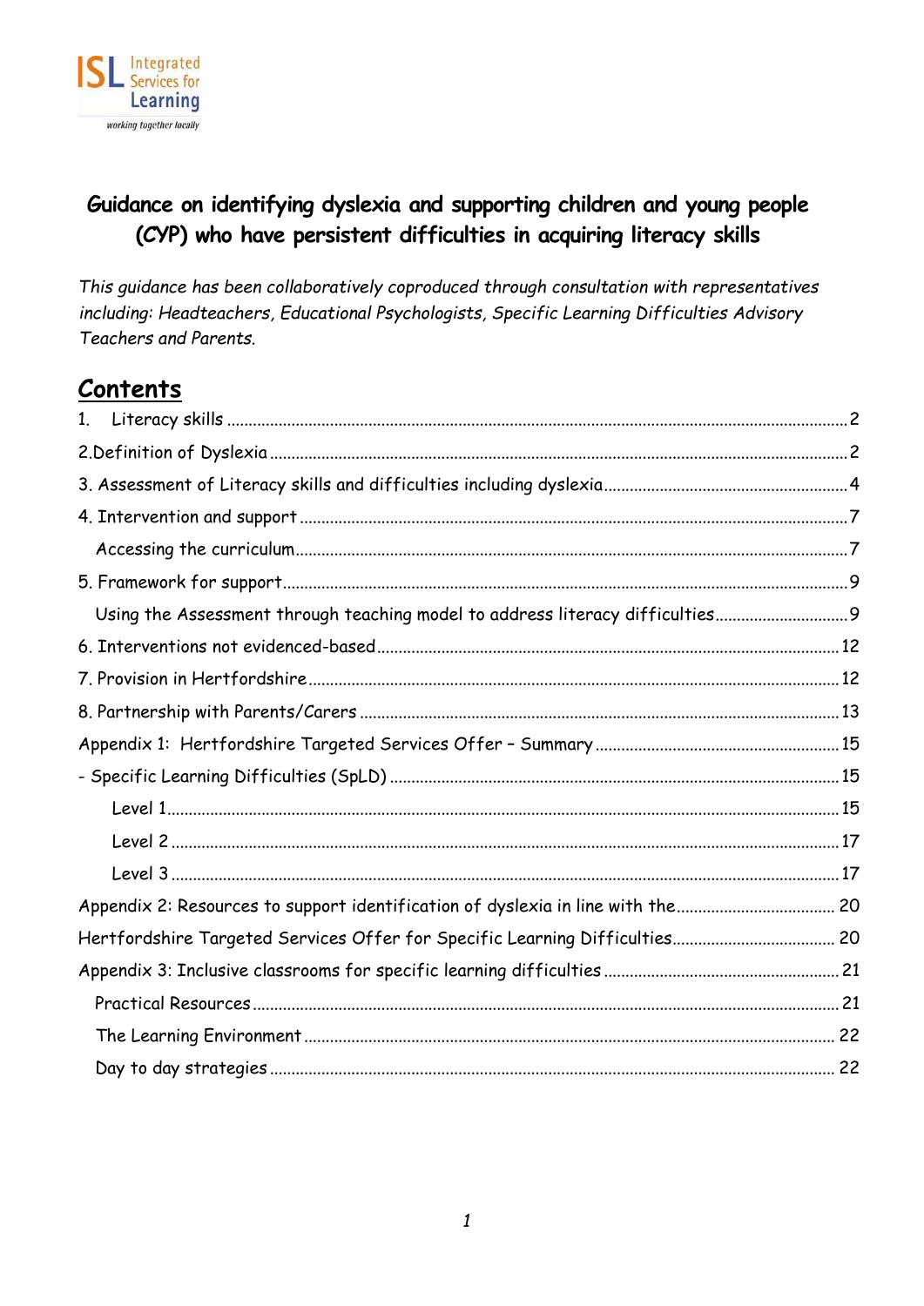Integrated Services for Learning — working together locally

# Guidance on identifying dyslexia and supporting children and young people (CYP) who have persistent difficulties in acquiring literacy skills

*This guidance has been collaboratively coproduced through consultation with representatives including: Headteachers, Educational Psychologists, Specific Learning Difficulties Advisory Teachers and Parents.*

## Contents

1. Literacy skills ........ 2

2.Definition of Dyslexia ........ 2

3. Assessment of Literacy skills and difficulties including dyslexia ........ 4

4. Intervention and support ........ 7

- Accessing the curriculum ........ 7

5. Framework for support ........ 9

- Using the Assessment through teaching model to address literacy difficulties ........ 9

6. Interventions not evidenced-based ........ 12

7. Provision in Hertfordshire ........ 12

8. Partnership with Parents/Carers ........ 13

Appendix 1: Hertfordshire Targeted Services Offer – Summary ........ 15

- Specific Learning Difficulties (SpLD) ........ 15
  - Level 1 ........ 15
  - Level 2 ........ 17
  - Level 3 ........ 17

Appendix 2: Resources to support identification of dyslexia in line with the ........ 20

Hertfordshire Targeted Services Offer for Specific Learning Difficulties ........ 20

Appendix 3: Inclusive classrooms for specific learning difficulties ........ 21

- Practical Resources ........ 21
- The Learning Environment ........ 22
- Day to day strategies ........ 22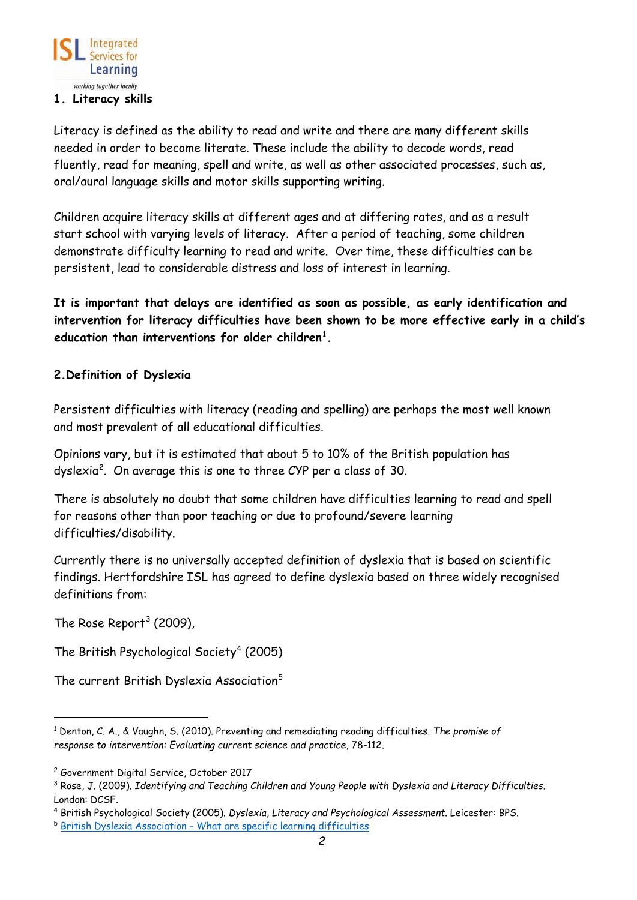## 1. Literacy skills

Literacy is defined as the ability to read and write and there are many different skills needed in order to become literate. These include the ability to decode words, read fluently, read for meaning, spell and write, as well as other associated processes, such as, oral/aural language skills and motor skills supporting writing.

Children acquire literacy skills at different ages and at differing rates, and as a result start school with varying levels of literacy. After a period of teaching, some children demonstrate difficulty learning to read and write. Over time, these difficulties can be persistent, lead to considerable distress and loss of interest in learning.

**It is important that delays are identified as soon as possible, as early identification and intervention for literacy difficulties have been shown to be more effective early in a child's education than interventions for older children[1].**

## 2. Definition of Dyslexia

Persistent difficulties with literacy (reading and spelling) are perhaps the most well known and most prevalent of all educational difficulties.

Opinions vary, but it is estimated that about 5 to 10% of the British population has dyslexia[2]. On average this is one to three CYP per a class of 30.

There is absolutely no doubt that some children have difficulties learning to read and spell for reasons other than poor teaching or due to profound/severe learning difficulties/disability.

Currently there is no universally accepted definition of dyslexia that is based on scientific findings. Hertfordshire ISL has agreed to define dyslexia based on three widely recognised definitions from:

The Rose Report[3] (2009),

The British Psychological Society[4] (2005)

The current British Dyslexia Association[5]

---

[1] Denton, C. A., & Vaughn, S. (2010). Preventing and remediating reading difficulties. *The promise of response to intervention: Evaluating current science and practice*, 78-112.

[2] Government Digital Service, October 2017

[3] Rose, J. (2009). *Identifying and Teaching Children and Young People with Dyslexia and Literacy Difficulties*. London: DCSF.

[4] British Psychological Society (2005). *Dyslexia, Literacy and Psychological Assessment*. Leicester: BPS.

[5] British Dyslexia Association – What are specific learning difficulties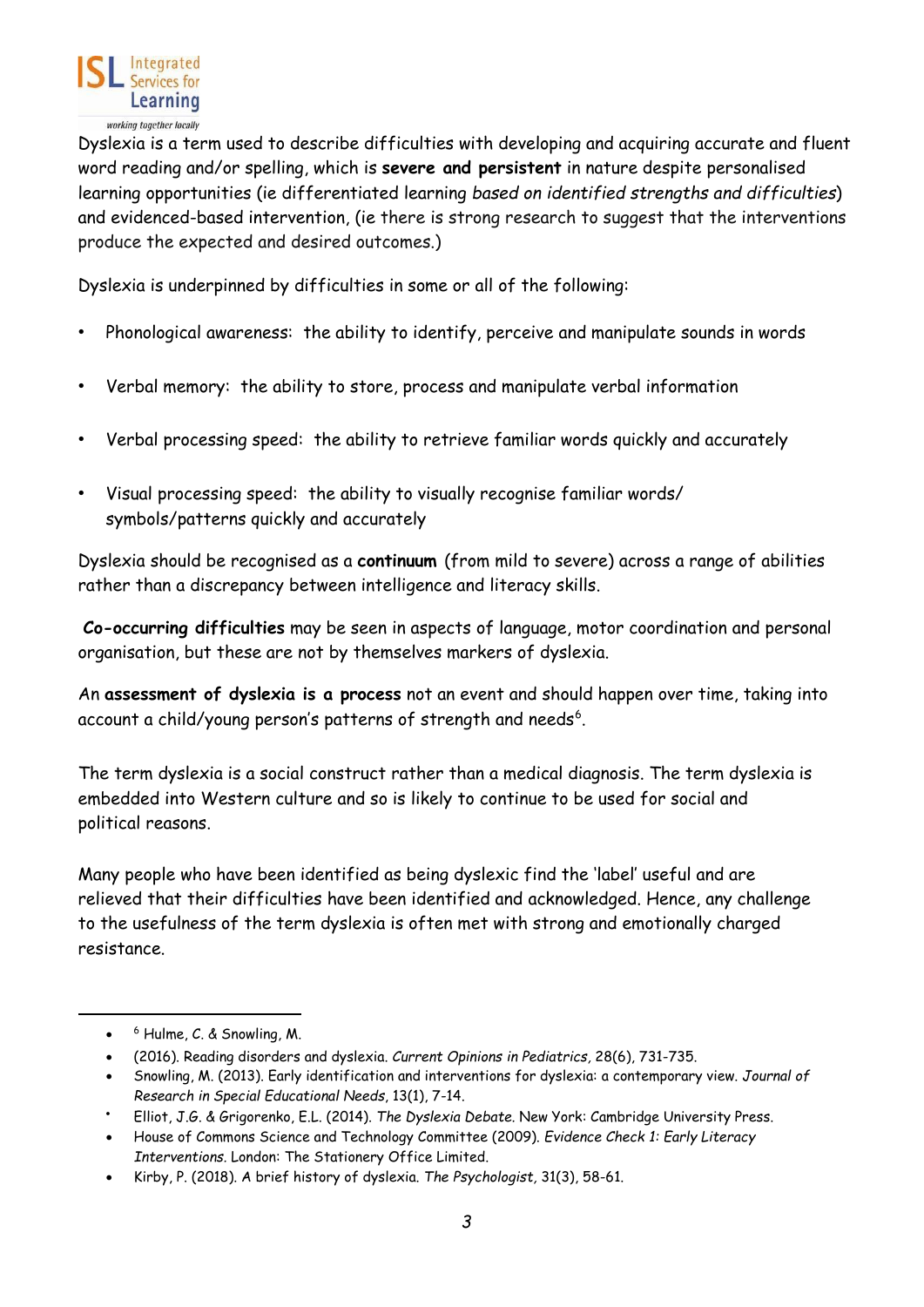Dyslexia is a term used to describe difficulties with developing and acquiring accurate and fluent word reading and/or spelling, which is **severe and persistent** in nature despite personalised learning opportunities (ie differentiated learning *based on identified strengths and difficulties*) and evidenced-based intervention, (ie there is strong research to suggest that the interventions produce the expected and desired outcomes.)

Dyslexia is underpinned by difficulties in some or all of the following:

- Phonological awareness: the ability to identify, perceive and manipulate sounds in words
- Verbal memory: the ability to store, process and manipulate verbal information
- Verbal processing speed: the ability to retrieve familiar words quickly and accurately
- Visual processing speed: the ability to visually recognise familiar words/ symbols/patterns quickly and accurately

Dyslexia should be recognised as a **continuum** (from mild to severe) across a range of abilities rather than a discrepancy between intelligence and literacy skills.

**Co-occurring difficulties** may be seen in aspects of language, motor coordination and personal organisation, but these are not by themselves markers of dyslexia.

An **assessment of dyslexia is a process** not an event and should happen over time, taking into account a child/young person's patterns of strength and needs[6].

The term dyslexia is a social construct rather than a medical diagnosis. The term dyslexia is embedded into Western culture and so is likely to continue to be used for social and political reasons.

Many people who have been identified as being dyslexic find the 'label' useful and are relieved that their difficulties have been identified and acknowledged. Hence, any challenge to the usefulness of the term dyslexia is often met with strong and emotionally charged resistance.

---

- [6] Hulme, C. & Snowling, M.
- (2016). Reading disorders and dyslexia. *Current Opinions in Pediatrics*, 28(6), 731-735.
- Snowling, M. (2013). Early identification and interventions for dyslexia: a contemporary view. *Journal of Research in Special Educational Needs*, 13(1), 7-14.
- Elliot, J.G. & Grigorenko, E.L. (2014). *The Dyslexia Debate*. New York: Cambridge University Press.
- House of Commons Science and Technology Committee (2009). *Evidence Check 1: Early Literacy Interventions*. London: The Stationery Office Limited.
- Kirby, P. (2018). A brief history of dyslexia. *The Psychologist*, 31(3), 58-61.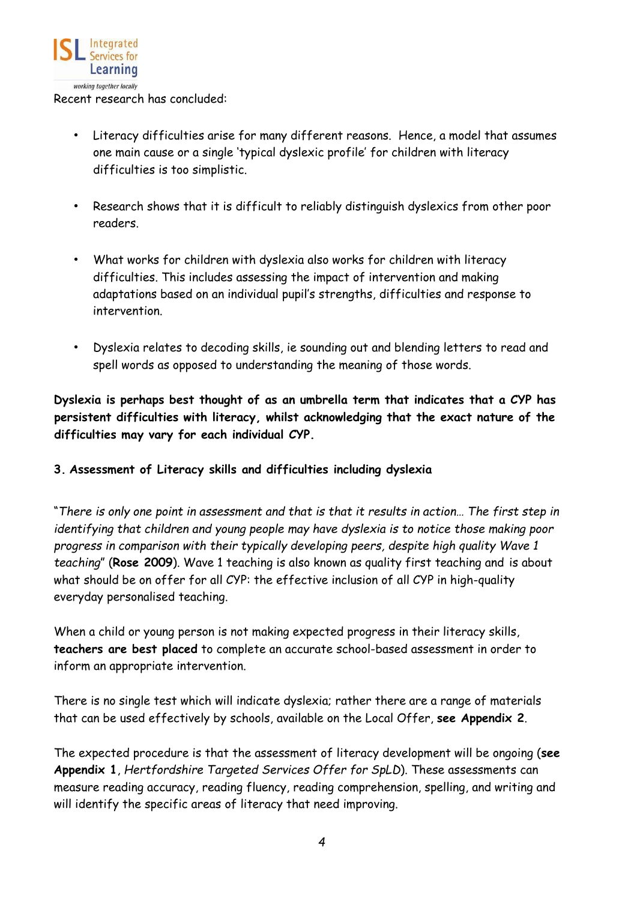Recent research has concluded:

- Literacy difficulties arise for many different reasons. Hence, a model that assumes one main cause or a single 'typical dyslexic profile' for children with literacy difficulties is too simplistic.
- Research shows that it is difficult to reliably distinguish dyslexics from other poor readers.
- What works for children with dyslexia also works for children with literacy difficulties. This includes assessing the impact of intervention and making adaptations based on an individual pupil's strengths, difficulties and response to intervention.
- Dyslexia relates to decoding skills, ie sounding out and blending letters to read and spell words as opposed to understanding the meaning of those words.

**Dyslexia is perhaps best thought of as an umbrella term that indicates that a CYP has persistent difficulties with literacy, whilst acknowledging that the exact nature of the difficulties may vary for each individual CYP.**

## 3. Assessment of Literacy skills and difficulties including dyslexia

"*There is only one point in assessment and that is that it results in action… The first step in identifying that children and young people may have dyslexia is to notice those making poor progress in comparison with their typically developing peers, despite high quality Wave 1 teaching*" (**Rose 2009**). Wave 1 teaching is also known as quality first teaching and is about what should be on offer for all CYP: the effective inclusion of all CYP in high-quality everyday personalised teaching.

When a child or young person is not making expected progress in their literacy skills, **teachers are best placed** to complete an accurate school-based assessment in order to inform an appropriate intervention.

There is no single test which will indicate dyslexia; rather there are a range of materials that can be used effectively by schools, available on the Local Offer, **see Appendix 2**.

The expected procedure is that the assessment of literacy development will be ongoing (**see Appendix 1**, *Hertfordshire Targeted Services Offer for SpLD*). These assessments can measure reading accuracy, reading fluency, reading comprehension, spelling, and writing and will identify the specific areas of literacy that need improving.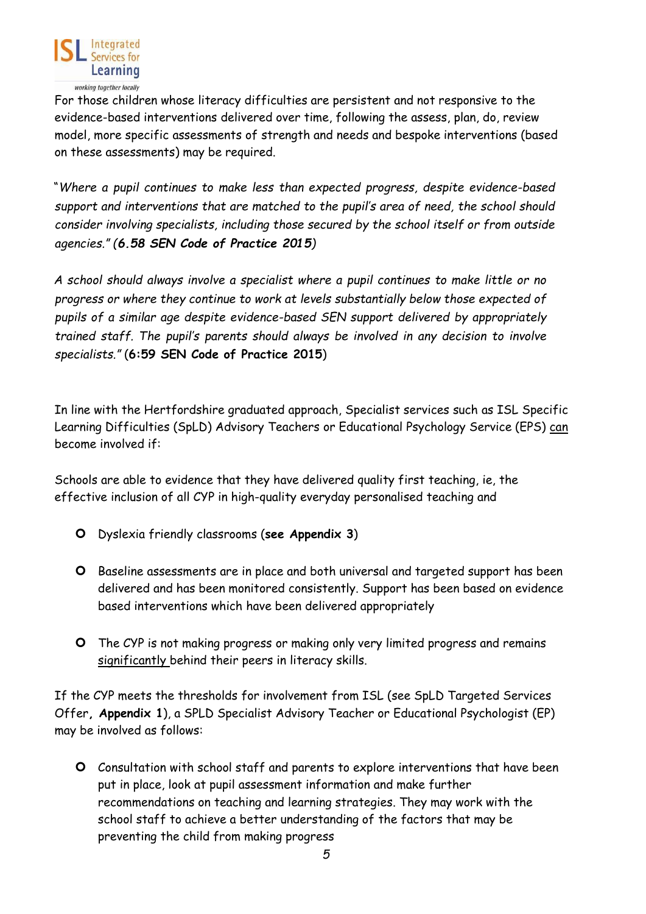For those children whose literacy difficulties are persistent and not responsive to the evidence-based interventions delivered over time, following the assess, plan, do, review model, more specific assessments of strength and needs and bespoke interventions (based on these assessments) may be required.

"*Where a pupil continues to make less than expected progress, despite evidence-based support and interventions that are matched to the pupil's area of need, the school should consider involving specialists, including those secured by the school itself or from outside agencies." (**6.58 SEN Code of Practice 2015**)*

*A school should always involve a specialist where a pupil continues to make little or no progress or where they continue to work at levels substantially below those expected of pupils of a similar age despite evidence-based SEN support delivered by appropriately trained staff. The pupil's parents should always be involved in any decision to involve specialists."* (**6:59 SEN Code of Practice 2015**)

In line with the Hertfordshire graduated approach, Specialist services such as ISL Specific Learning Difficulties (SpLD) Advisory Teachers or Educational Psychology Service (EPS) <u>can</u> become involved if:

Schools are able to evidence that they have delivered quality first teaching, ie, the effective inclusion of all CYP in high-quality everyday personalised teaching and

- Dyslexia friendly classrooms (**see Appendix 3**)
- Baseline assessments are in place and both universal and targeted support has been delivered and has been monitored consistently. Support has been based on evidence based interventions which have been delivered appropriately
- The CYP is not making progress or making only very limited progress and remains <u>significantly</u> behind their peers in literacy skills.

If the CYP meets the thresholds for involvement from ISL (see SpLD Targeted Services Offer**, Appendix 1**), a SPLD Specialist Advisory Teacher or Educational Psychologist (EP) may be involved as follows:

- Consultation with school staff and parents to explore interventions that have been put in place, look at pupil assessment information and make further recommendations on teaching and learning strategies. They may work with the school staff to achieve a better understanding of the factors that may be preventing the child from making progress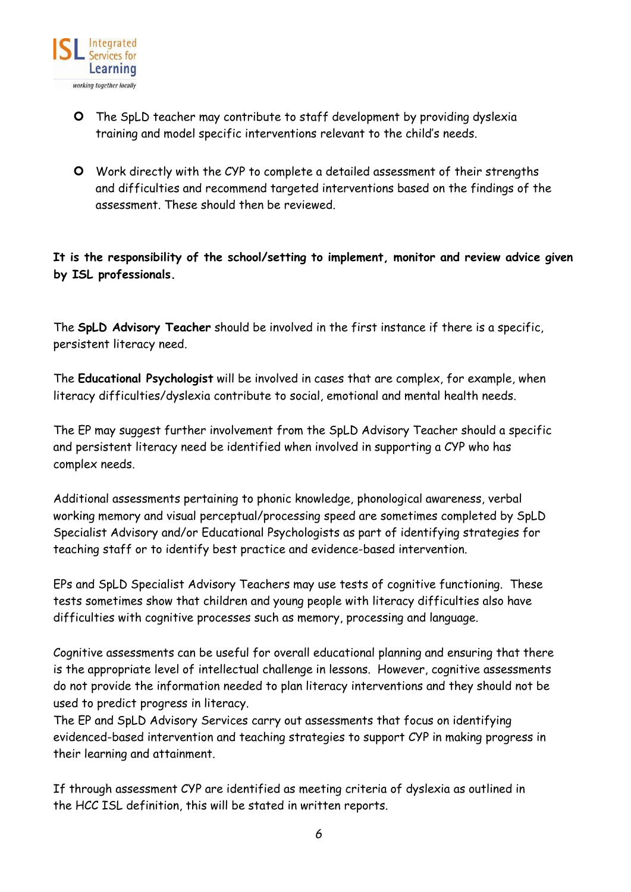- The SpLD teacher may contribute to staff development by providing dyslexia training and model specific interventions relevant to the child's needs.

- Work directly with the CYP to complete a detailed assessment of their strengths and difficulties and recommend targeted interventions based on the findings of the assessment. These should then be reviewed.

**It is the responsibility of the school/setting to implement, monitor and review advice given by ISL professionals.**

The **SpLD Advisory Teacher** should be involved in the first instance if there is a specific, persistent literacy need.

The **Educational Psychologist** will be involved in cases that are complex, for example, when literacy difficulties/dyslexia contribute to social, emotional and mental health needs.

The EP may suggest further involvement from the SpLD Advisory Teacher should a specific and persistent literacy need be identified when involved in supporting a CYP who has complex needs.

Additional assessments pertaining to phonic knowledge, phonological awareness, verbal working memory and visual perceptual/processing speed are sometimes completed by SpLD Specialist Advisory and/or Educational Psychologists as part of identifying strategies for teaching staff or to identify best practice and evidence-based intervention.

EPs and SpLD Specialist Advisory Teachers may use tests of cognitive functioning. These tests sometimes show that children and young people with literacy difficulties also have difficulties with cognitive processes such as memory, processing and language.

Cognitive assessments can be useful for overall educational planning and ensuring that there is the appropriate level of intellectual challenge in lessons. However, cognitive assessments do not provide the information needed to plan literacy interventions and they should not be used to predict progress in literacy.
The EP and SpLD Advisory Services carry out assessments that focus on identifying evidenced-based intervention and teaching strategies to support CYP in making progress in their learning and attainment.

If through assessment CYP are identified as meeting criteria of dyslexia as outlined in the HCC ISL definition, this will be stated in written reports.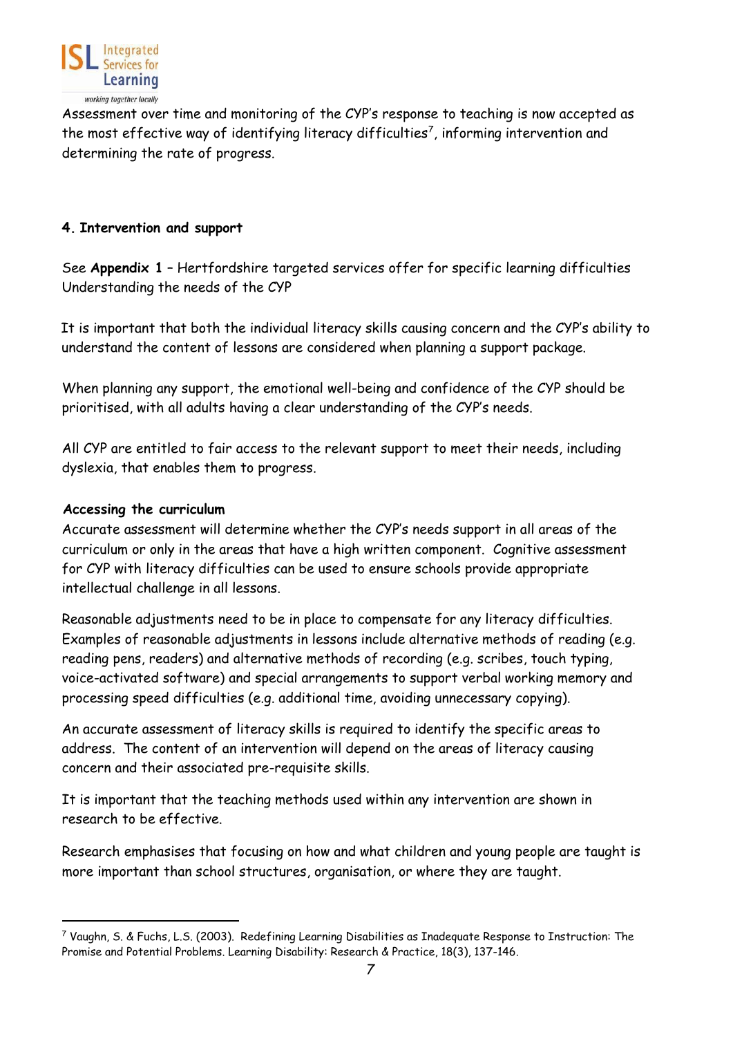Assessment over time and monitoring of the CYP's response to teaching is now accepted as the most effective way of identifying literacy difficulties[7], informing intervention and determining the rate of progress.

## 4. Intervention and support

See **Appendix 1** – Hertfordshire targeted services offer for specific learning difficulties Understanding the needs of the CYP

It is important that both the individual literacy skills causing concern and the CYP's ability to understand the content of lessons are considered when planning a support package.

When planning any support, the emotional well-being and confidence of the CYP should be prioritised, with all adults having a clear understanding of the CYP's needs.

All CYP are entitled to fair access to the relevant support to meet their needs, including dyslexia, that enables them to progress.

### Accessing the curriculum

Accurate assessment will determine whether the CYP's needs support in all areas of the curriculum or only in the areas that have a high written component. Cognitive assessment for CYP with literacy difficulties can be used to ensure schools provide appropriate intellectual challenge in all lessons.

Reasonable adjustments need to be in place to compensate for any literacy difficulties. Examples of reasonable adjustments in lessons include alternative methods of reading (e.g. reading pens, readers) and alternative methods of recording (e.g. scribes, touch typing, voice-activated software) and special arrangements to support verbal working memory and processing speed difficulties (e.g. additional time, avoiding unnecessary copying).

An accurate assessment of literacy skills is required to identify the specific areas to address. The content of an intervention will depend on the areas of literacy causing concern and their associated pre-requisite skills.

It is important that the teaching methods used within any intervention are shown in research to be effective.

Research emphasises that focusing on how and what children and young people are taught is more important than school structures, organisation, or where they are taught.

---

[7] Vaughn, S. & Fuchs, L.S. (2003). Redefining Learning Disabilities as Inadequate Response to Instruction: The Promise and Potential Problems. Learning Disability: Research & Practice, 18(3), 137-146.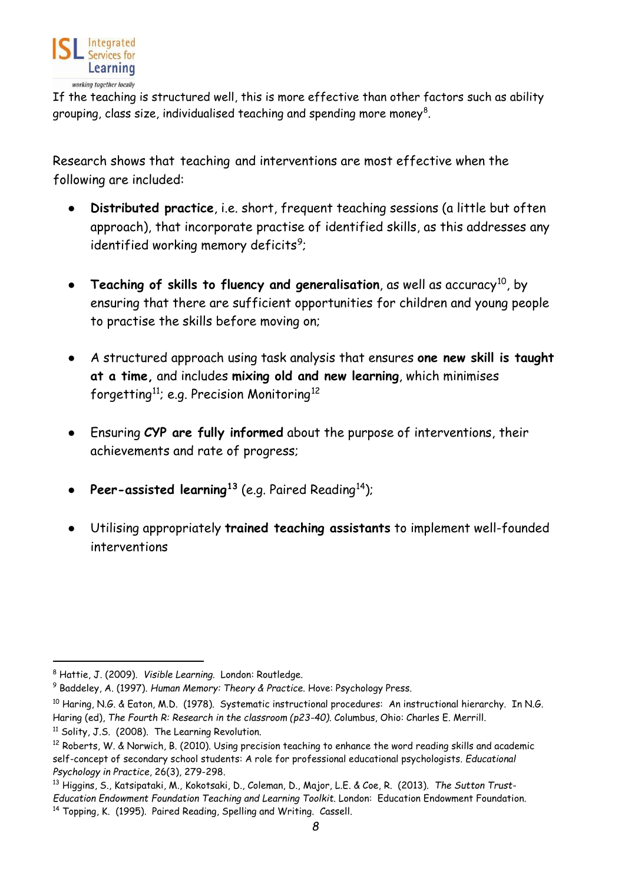If the teaching is structured well, this is more effective than other factors such as ability grouping, class size, individualised teaching and spending more money[8].

Research shows that teaching and interventions are most effective when the following are included:

- **Distributed practice**, i.e. short, frequent teaching sessions (a little but often approach), that incorporate practise of identified skills, as this addresses any identified working memory deficits[9];

- **Teaching of skills to fluency and generalisation**, as well as accuracy[10], by ensuring that there are sufficient opportunities for children and young people to practise the skills before moving on;

- A structured approach using task analysis that ensures **one new skill is taught at a time,** and includes **mixing old and new learning**, which minimises forgetting[11]; e.g. Precision Monitoring[12]

- Ensuring **CYP are fully informed** about the purpose of interventions, their achievements and rate of progress;

- **Peer-assisted learning[13]** (e.g. Paired Reading[14]);

- Utilising appropriately **trained teaching assistants** to implement well-founded interventions

---

[8] Hattie, J. (2009). *Visible Learning*. London: Routledge.

[9] Baddeley, A. (1997). *Human Memory: Theory & Practice*. Hove: Psychology Press.

[10] Haring, N.G. & Eaton, M.D. (1978). Systematic instructional procedures: An instructional hierarchy. In N.G. Haring (ed), *The Fourth R: Research in the classroom (p23-40)*. Columbus, Ohio: Charles E. Merrill.

[11] Solity, J.S. (2008). The Learning Revolution.

[12] Roberts, W. & Norwich, B. (2010). Using precision teaching to enhance the word reading skills and academic self-concept of secondary school students: A role for professional educational psychologists. *Educational Psychology in Practice*, 26(3), 279-298.

[13] Higgins, S., Katsipataki, M., Kokotsaki, D., Coleman, D., Major, L.E. & Coe, R. (2013). *The Sutton Trust-Education Endowment Foundation Teaching and Learning Toolkit*. London: Education Endowment Foundation.

[14] Topping, K. (1995). Paired Reading, Spelling and Writing. Cassell.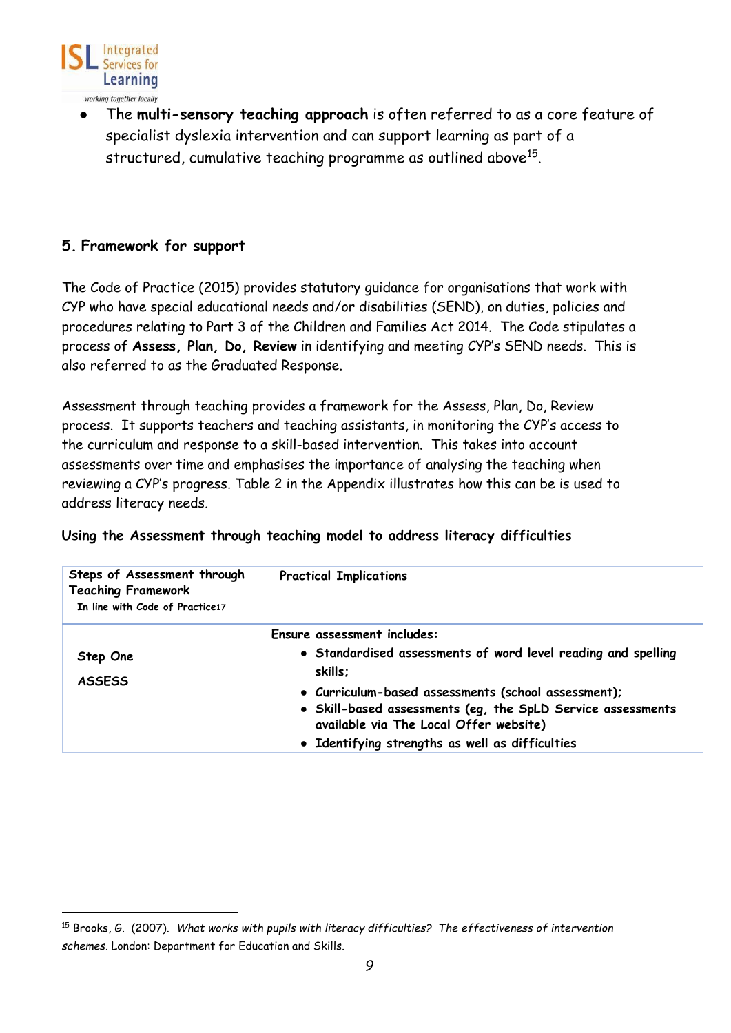- The **multi-sensory teaching approach** is often referred to as a core feature of specialist dyslexia intervention and can support learning as part of a structured, cumulative teaching programme as outlined above[15].

## 5. Framework for support

The Code of Practice (2015) provides statutory guidance for organisations that work with CYP who have special educational needs and/or disabilities (SEND), on duties, policies and procedures relating to Part 3 of the Children and Families Act 2014. The Code stipulates a process of **Assess, Plan, Do, Review** in identifying and meeting CYP's SEND needs. This is also referred to as the Graduated Response.

Assessment through teaching provides a framework for the Assess, Plan, Do, Review process. It supports teachers and teaching assistants, in monitoring the CYP's access to the curriculum and response to a skill-based intervention. This takes into account assessments over time and emphasises the importance of analysing the teaching when reviewing a CYP's progress. Table 2 in the Appendix illustrates how this can be is used to address literacy needs.

**Using the Assessment through teaching model to address literacy difficulties**

| **Steps of Assessment through Teaching Framework** In line with Code of Practice17 | **Practical Implications** |
|---|---|
| **Step One**<br>**ASSESS** | **Ensure assessment includes:**<br>• **Standardised assessments of word level reading and spelling skills;**<br>• **Curriculum-based assessments (school assessment);**<br>• **Skill-based assessments (eg, the SpLD Service assessments available via The Local Offer website)**<br>• **Identifying strengths as well as difficulties** |

[15] Brooks, G. (2007). *What works with pupils with literacy difficulties? The effectiveness of intervention schemes*. London: Department for Education and Skills.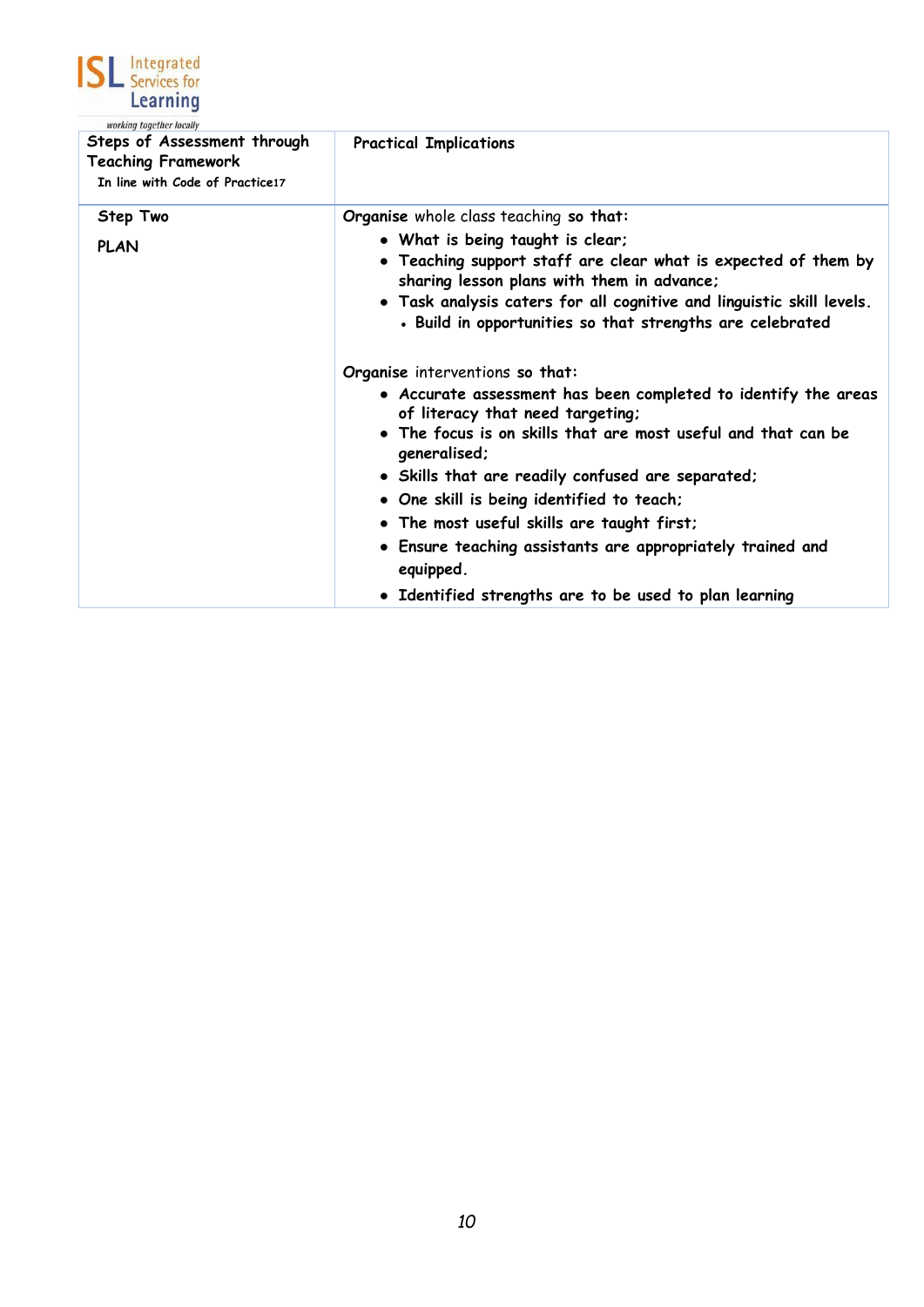| Steps of Assessment through Teaching Framework<br>In line with Code of Practice17 | Practical Implications |
|---|---|
| Step Two<br><br>PLAN | **Organise** whole class teaching **so that:**<br>• What is being taught is clear;<br>• Teaching support staff are clear what is expected of them by sharing lesson plans with them in advance;<br>• Task analysis caters for all cognitive and linguistic skill levels.<br>• Build in opportunities so that strengths are celebrated<br><br>**Organise** interventions **so that:**<br>• Accurate assessment has been completed to identify the areas of literacy that need targeting;<br>• The focus is on skills that are most useful and that can be generalised;<br>• Skills that are readily confused are separated;<br>• One skill is being identified to teach;<br>• The most useful skills are taught first;<br>• Ensure teaching assistants are appropriately trained and equipped.<br>• Identified strengths are to be used to plan learning |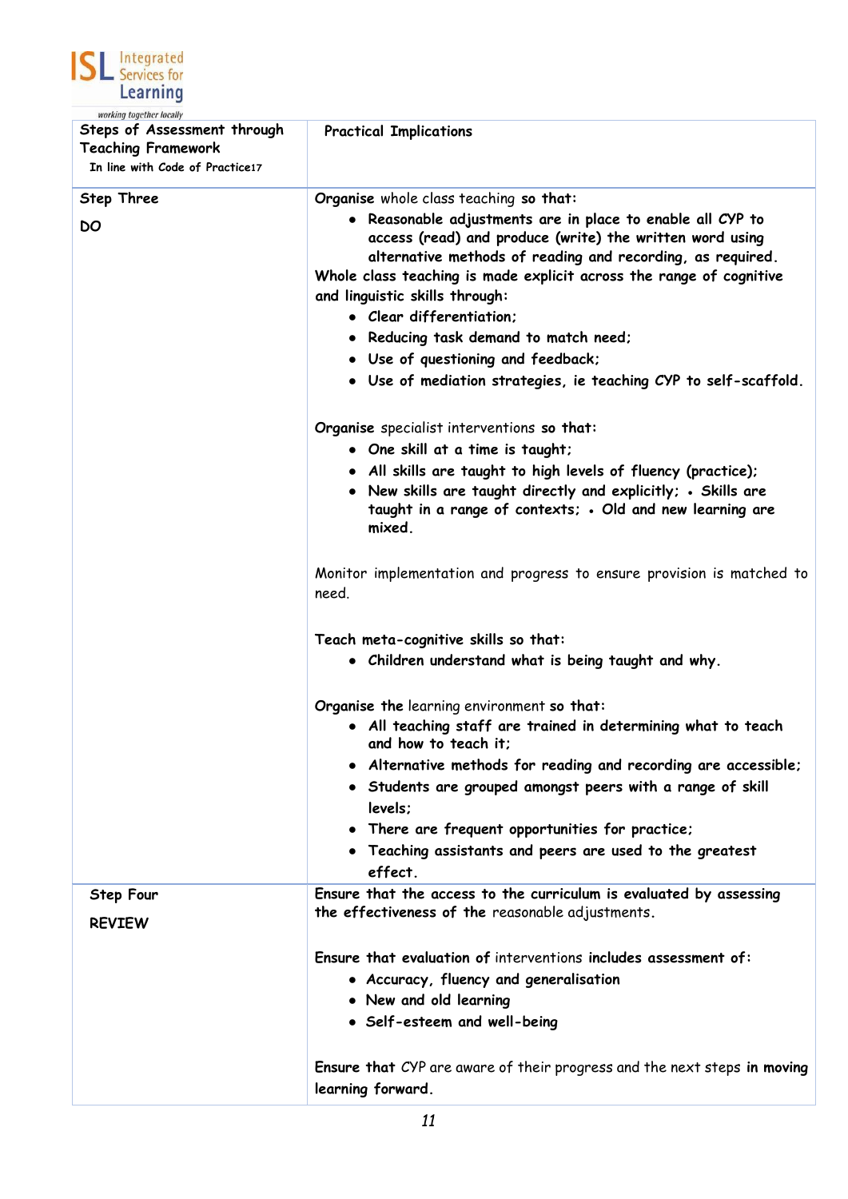| Steps of Assessment through Teaching Framework<br>In line with Code of Practice17 | Practical Implications |
|---|---|
| **Step Three**<br><br>**DO** | **Organise** whole class teaching **so that:**<br>• **Reasonable adjustments are in place to enable all CYP to access (read) and produce (write) the written word using alternative methods of reading and recording, as required.**<br>**Whole class teaching is made explicit across the range of cognitive and linguistic skills through:**<br>• **Clear differentiation;**<br>• **Reducing task demand to match need;**<br>• **Use of questioning and feedback;**<br>• **Use of mediation strategies, ie teaching CYP to self-scaffold.**<br><br>**Organise** specialist interventions **so that:**<br>• **One skill at a time is taught;**<br>• **All skills are taught to high levels of fluency (practice);**<br>• **New skills are taught directly and explicitly; • Skills are taught in a range of contexts; • Old and new learning are mixed.**<br><br>Monitor implementation and progress to ensure provision is matched to need.<br><br>**Teach meta-cognitive skills so that:**<br>• **Children understand what is being taught and why.**<br><br>**Organise the** learning environment **so that:**<br>• **All teaching staff are trained in determining what to teach and how to teach it;**<br>• **Alternative methods for reading and recording are accessible;**<br>• **Students are grouped amongst peers with a range of skill levels;**<br>• **There are frequent opportunities for practice;**<br>• **Teaching assistants and peers are used to the greatest effect.** |
| **Step Four**<br><br>**REVIEW** | **Ensure that the access to the curriculum is evaluated by assessing the effectiveness of the** reasonable adjustments.<br><br>**Ensure that evaluation of** interventions **includes assessment of:**<br>• **Accuracy, fluency and generalisation**<br>• **New and old learning**<br>• **Self-esteem and well-being**<br><br>**Ensure that** CYP are aware of their progress and the next steps **in moving learning forward.** |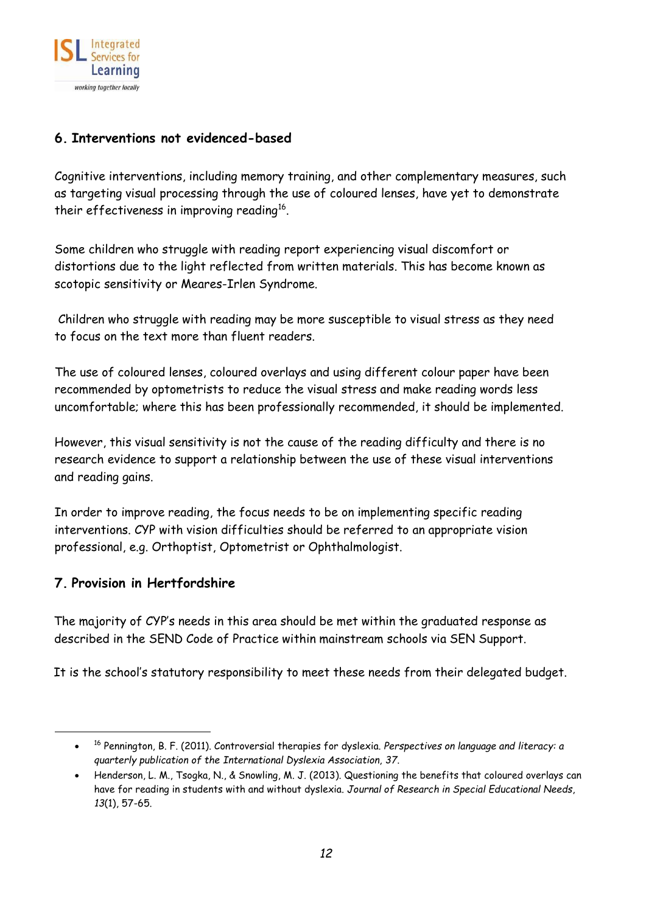## 6. Interventions not evidenced-based

Cognitive interventions, including memory training, and other complementary measures, such as targeting visual processing through the use of coloured lenses, have yet to demonstrate their effectiveness in improving reading[16].

Some children who struggle with reading report experiencing visual discomfort or distortions due to the light reflected from written materials. This has become known as scotopic sensitivity or Meares-Irlen Syndrome.

Children who struggle with reading may be more susceptible to visual stress as they need to focus on the text more than fluent readers.

The use of coloured lenses, coloured overlays and using different colour paper have been recommended by optometrists to reduce the visual stress and make reading words less uncomfortable; where this has been professionally recommended, it should be implemented.

However, this visual sensitivity is not the cause of the reading difficulty and there is no research evidence to support a relationship between the use of these visual interventions and reading gains.

In order to improve reading, the focus needs to be on implementing specific reading interventions. CYP with vision difficulties should be referred to an appropriate vision professional, e.g. Orthoptist, Optometrist or Ophthalmologist.

## 7. Provision in Hertfordshire

The majority of CYP's needs in this area should be met within the graduated response as described in the SEND Code of Practice within mainstream schools via SEN Support.

It is the school's statutory responsibility to meet these needs from their delegated budget.

---

- [16] Pennington, B. F. (2011). Controversial therapies for dyslexia. *Perspectives on language and literacy: a quarterly publication of the International Dyslexia Association, 37.*
- Henderson, L. M., Tsogka, N., & Snowling, M. J. (2013). Questioning the benefits that coloured overlays can have for reading in students with and without dyslexia. *Journal of Research in Special Educational Needs*, *13*(1), 57-65.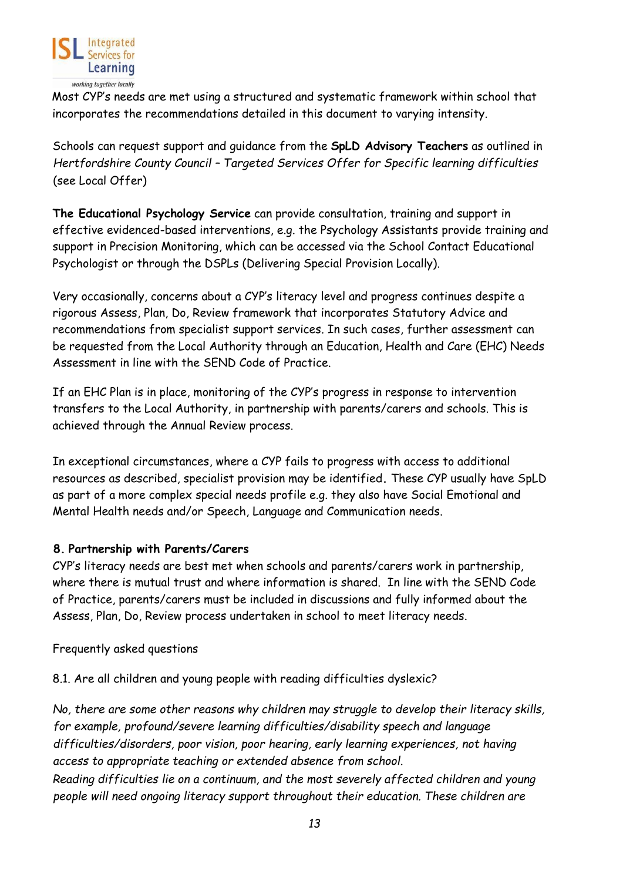Most CYP's needs are met using a structured and systematic framework within school that incorporates the recommendations detailed in this document to varying intensity.

Schools can request support and guidance from the **SpLD Advisory Teachers** as outlined in *Hertfordshire County Council – Targeted Services Offer for Specific learning difficulties* (see Local Offer)

**The Educational Psychology Service** can provide consultation, training and support in effective evidenced-based interventions, e.g. the Psychology Assistants provide training and support in Precision Monitoring, which can be accessed via the School Contact Educational Psychologist or through the DSPLs (Delivering Special Provision Locally).

Very occasionally, concerns about a CYP's literacy level and progress continues despite a rigorous Assess, Plan, Do, Review framework that incorporates Statutory Advice and recommendations from specialist support services. In such cases, further assessment can be requested from the Local Authority through an Education, Health and Care (EHC) Needs Assessment in line with the SEND Code of Practice.

If an EHC Plan is in place, monitoring of the CYP's progress in response to intervention transfers to the Local Authority, in partnership with parents/carers and schools. This is achieved through the Annual Review process.

In exceptional circumstances, where a CYP fails to progress with access to additional resources as described, specialist provision may be identified**.** These CYP usually have SpLD as part of a more complex special needs profile e.g. they also have Social Emotional and Mental Health needs and/or Speech, Language and Communication needs.

### 8. Partnership with Parents/Carers

CYP's literacy needs are best met when schools and parents/carers work in partnership, where there is mutual trust and where information is shared. In line with the SEND Code of Practice, parents/carers must be included in discussions and fully informed about the Assess, Plan, Do, Review process undertaken in school to meet literacy needs.

Frequently asked questions

8.1. Are all children and young people with reading difficulties dyslexic?

*No, there are some other reasons why children may struggle to develop their literacy skills, for example, profound/severe learning difficulties/disability speech and language difficulties/disorders, poor vision, poor hearing, early learning experiences, not having access to appropriate teaching or extended absence from school.*
*Reading difficulties lie on a continuum, and the most severely affected children and young people will need ongoing literacy support throughout their education. These children are*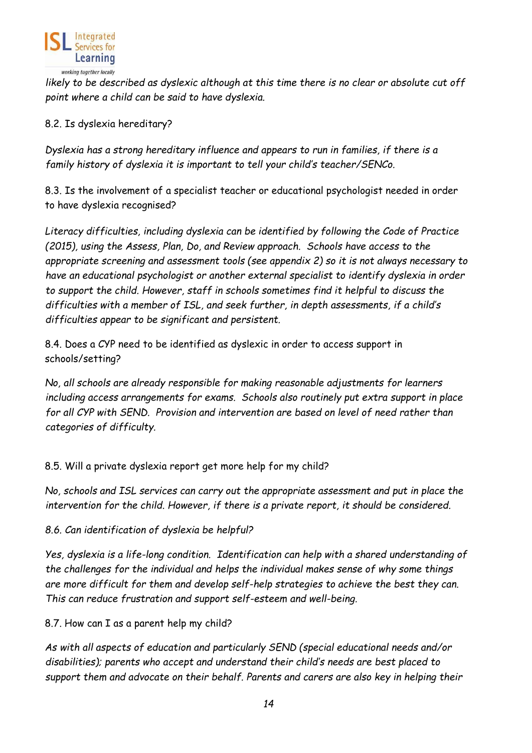*likely to be described as dyslexic although at this time there is no clear or absolute cut off point where a child can be said to have dyslexia.*

8.2. Is dyslexia hereditary?

*Dyslexia has a strong hereditary influence and appears to run in families, if there is a family history of dyslexia it is important to tell your child's teacher/SENCo.*

8.3. Is the involvement of a specialist teacher or educational psychologist needed in order to have dyslexia recognised?

*Literacy difficulties, including dyslexia can be identified by following the Code of Practice (2015), using the Assess, Plan, Do, and Review approach. Schools have access to the appropriate screening and assessment tools (see appendix 2) so it is not always necessary to have an educational psychologist or another external specialist to identify dyslexia in order to support the child. However, staff in schools sometimes find it helpful to discuss the difficulties with a member of ISL, and seek further, in depth assessments, if a child's difficulties appear to be significant and persistent.*

8.4. Does a CYP need to be identified as dyslexic in order to access support in schools/setting?

*No, all schools are already responsible for making reasonable adjustments for learners including access arrangements for exams. Schools also routinely put extra support in place for all CYP with SEND. Provision and intervention are based on level of need rather than categories of difficulty.*

8.5. Will a private dyslexia report get more help for my child?

*No, schools and ISL services can carry out the appropriate assessment and put in place the intervention for the child. However, if there is a private report, it should be considered.*

*8.6. Can identification of dyslexia be helpful?*

*Yes, dyslexia is a life-long condition. Identification can help with a shared understanding of the challenges for the individual and helps the individual makes sense of why some things are more difficult for them and develop self-help strategies to achieve the best they can. This can reduce frustration and support self-esteem and well-being.*

8.7. How can I as a parent help my child?

*As with all aspects of education and particularly SEND (special educational needs and/or disabilities); parents who accept and understand their child's needs are best placed to support them and advocate on their behalf. Parents and carers are also key in helping their*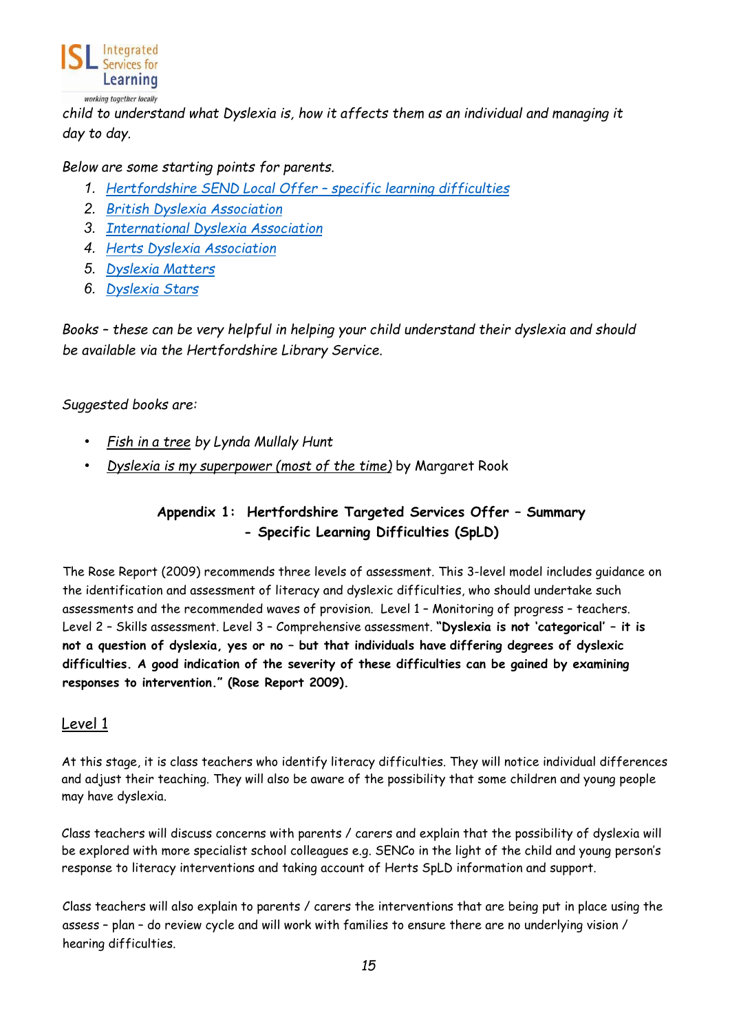*child to understand what Dyslexia is, how it affects them as an individual and managing it day to day.*

*Below are some starting points for parents.*

1. *Hertfordshire SEND Local Offer – specific learning difficulties*
2. *British Dyslexia Association*
3. *International Dyslexia Association*
4. *Herts Dyslexia Association*
5. *Dyslexia Matters*
6. *Dyslexia Stars*

*Books – these can be very helpful in helping your child understand their dyslexia and should be available via the Hertfordshire Library Service.*

*Suggested books are:*

- *Fish in a tree by Lynda Mullaly Hunt*
- *Dyslexia is my superpower (most of the time)* by Margaret Rook

## Appendix 1: Hertfordshire Targeted Services Offer – Summary - Specific Learning Difficulties (SpLD)

The Rose Report (2009) recommends three levels of assessment. This 3-level model includes guidance on the identification and assessment of literacy and dyslexic difficulties, who should undertake such assessments and the recommended waves of provision. Level 1 – Monitoring of progress – teachers. Level 2 – Skills assessment. Level 3 – Comprehensive assessment. **"Dyslexia is not 'categorical' – it is not a question of dyslexia, yes or no – but that individuals have differing degrees of dyslexic difficulties. A good indication of the severity of these difficulties can be gained by examining responses to intervention." (Rose Report 2009).**

### Level 1

At this stage, it is class teachers who identify literacy difficulties. They will notice individual differences and adjust their teaching. They will also be aware of the possibility that some children and young people may have dyslexia.

Class teachers will discuss concerns with parents / carers and explain that the possibility of dyslexia will be explored with more specialist school colleagues e.g. SENCo in the light of the child and young person's response to literacy interventions and taking account of Herts SpLD information and support.

Class teachers will also explain to parents / carers the interventions that are being put in place using the assess – plan – do review cycle and will work with families to ensure there are no underlying vision / hearing difficulties.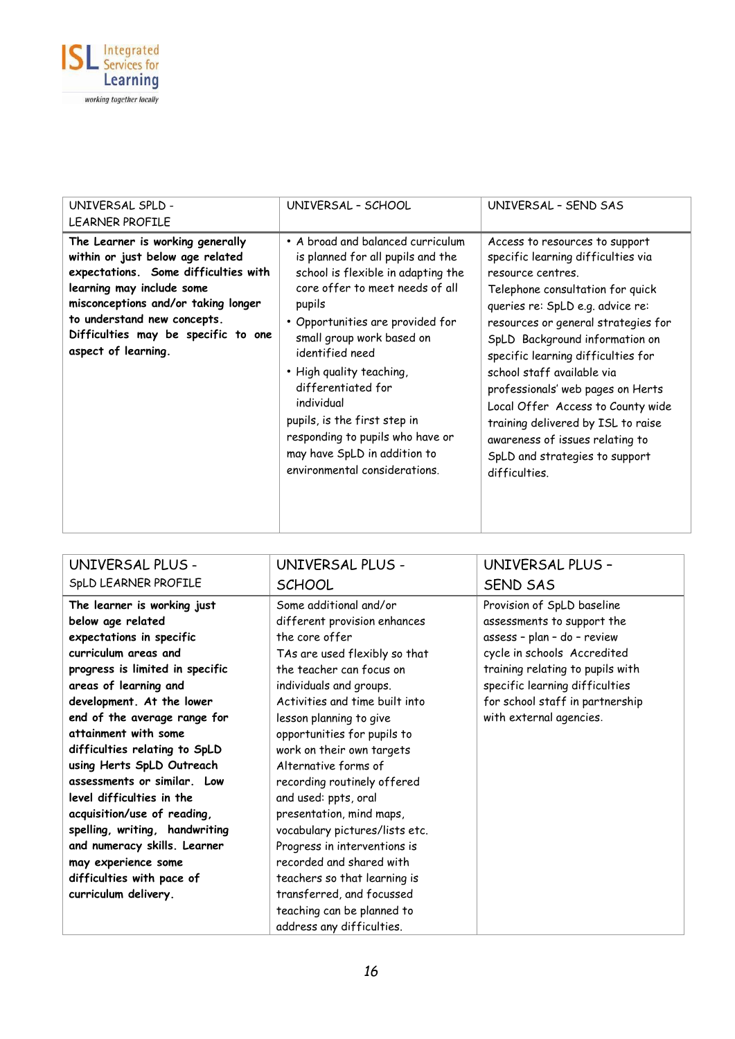| UNIVERSAL SPLD - LEARNER PROFILE | UNIVERSAL - SCHOOL | UNIVERSAL - SEND SAS |
|---|---|---|
| **The Learner is working generally within or just below age related expectations. Some difficulties with learning may include some misconceptions and/or taking longer to understand new concepts. Difficulties may be specific to one aspect of learning.** | • A broad and balanced curriculum is planned for all pupils and the school is flexible in adapting the core offer to meet needs of all pupils<br>• Opportunities are provided for small group work based on identified need<br>• High quality teaching, differentiated for individual pupils, is the first step in responding to pupils who have or may have SpLD in addition to environmental considerations. | Access to resources to support specific learning difficulties via resource centres.<br>Telephone consultation for quick queries re: SpLD e.g. advice re: resources or general strategies for SpLD Background information on specific learning difficulties for school staff available via professionals' web pages on Herts Local Offer Access to County wide training delivered by ISL to raise awareness of issues relating to SpLD and strategies to support difficulties. |

| UNIVERSAL PLUS - SpLD LEARNER PROFILE | UNIVERSAL PLUS - SCHOOL | UNIVERSAL PLUS – SEND SAS |
|---|---|---|
| **The learner is working just below age related expectations in specific curriculum areas and progress is limited in specific areas of learning and development. At the lower end of the average range for attainment with some difficulties relating to SpLD using Herts SpLD Outreach assessments or similar. Low level difficulties in the acquisition/use of reading, spelling, writing, handwriting and numeracy skills. Learner may experience some difficulties with pace of curriculum delivery.** | Some additional and/or different provision enhances the core offer<br>TAs are used flexibly so that the teacher can focus on individuals and groups.<br>Activities and time built into lesson planning to give opportunities for pupils to work on their own targets<br>Alternative forms of recording routinely offered and used: ppts, oral presentation, mind maps, vocabulary pictures/lists etc.<br>Progress in interventions is recorded and shared with teachers so that learning is transferred, and focussed teaching can be planned to address any difficulties. | Provision of SpLD baseline assessments to support the assess – plan – do – review cycle in schools Accredited training relating to pupils with specific learning difficulties for school staff in partnership with external agencies. |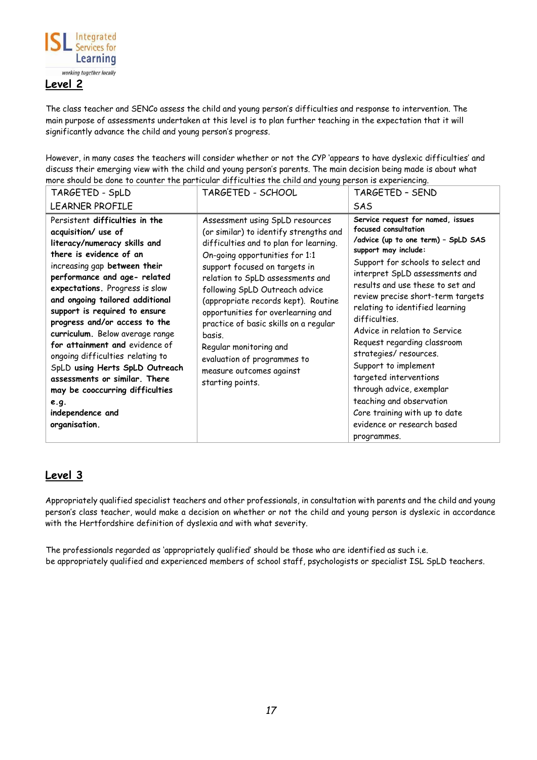## Level 2

The class teacher and SENCo assess the child and young person's difficulties and response to intervention. The main purpose of assessments undertaken at this level is to plan further teaching in the expectation that it will significantly advance the child and young person's progress.

However, in many cases the teachers will consider whether or not the CYP 'appears to have dyslexic difficulties' and discuss their emerging view with the child and young person's parents. The main decision being made is about what more should be done to counter the particular difficulties the child and young person is experiencing.

| TARGETED - SpLD LEARNER PROFILE | TARGETED - SCHOOL | TARGETED – SEND SAS |
|---|---|---|
| Persistent **difficulties in the acquisition/ use of literacy/numeracy skills and there is evidence of an** increasing gap **between their performance and age- related expectations.** Progress is slow **and ongoing tailored additional support is required to ensure progress and/or access to the curriculum.** Below average range **for attainment and** evidence of ongoing difficulties relating to SpLD **using Herts SpLD Outreach assessments or similar. There may be cooccurring difficulties e.g. independence and organisation.** | Assessment using SpLD resources (or similar) to identify strengths and difficulties and to plan for learning. On-going opportunities for 1:1 support focused on targets in relation to SpLD assessments and following SpLD Outreach advice (appropriate records kept). Routine opportunities for overlearning and practice of basic skills on a regular basis. Regular monitoring and evaluation of programmes to measure outcomes against starting points. | **Service request for named, issues focused consultation /advice (up to one term) – SpLD SAS support may include:** Support for schools to select and interpret SpLD assessments and results and use these to set and review precise short-term targets relating to identified learning difficulties. Advice in relation to Service Request regarding classroom strategies/ resources. Support to implement targeted interventions through advice, exemplar teaching and observation Core training with up to date evidence or research based programmes. |

## Level 3

Appropriately qualified specialist teachers and other professionals, in consultation with parents and the child and young person's class teacher, would make a decision on whether or not the child and young person is dyslexic in accordance with the Hertfordshire definition of dyslexia and with what severity.

The professionals regarded as 'appropriately qualified' should be those who are identified as such i.e. be appropriately qualified and experienced members of school staff, psychologists or specialist ISL SpLD teachers.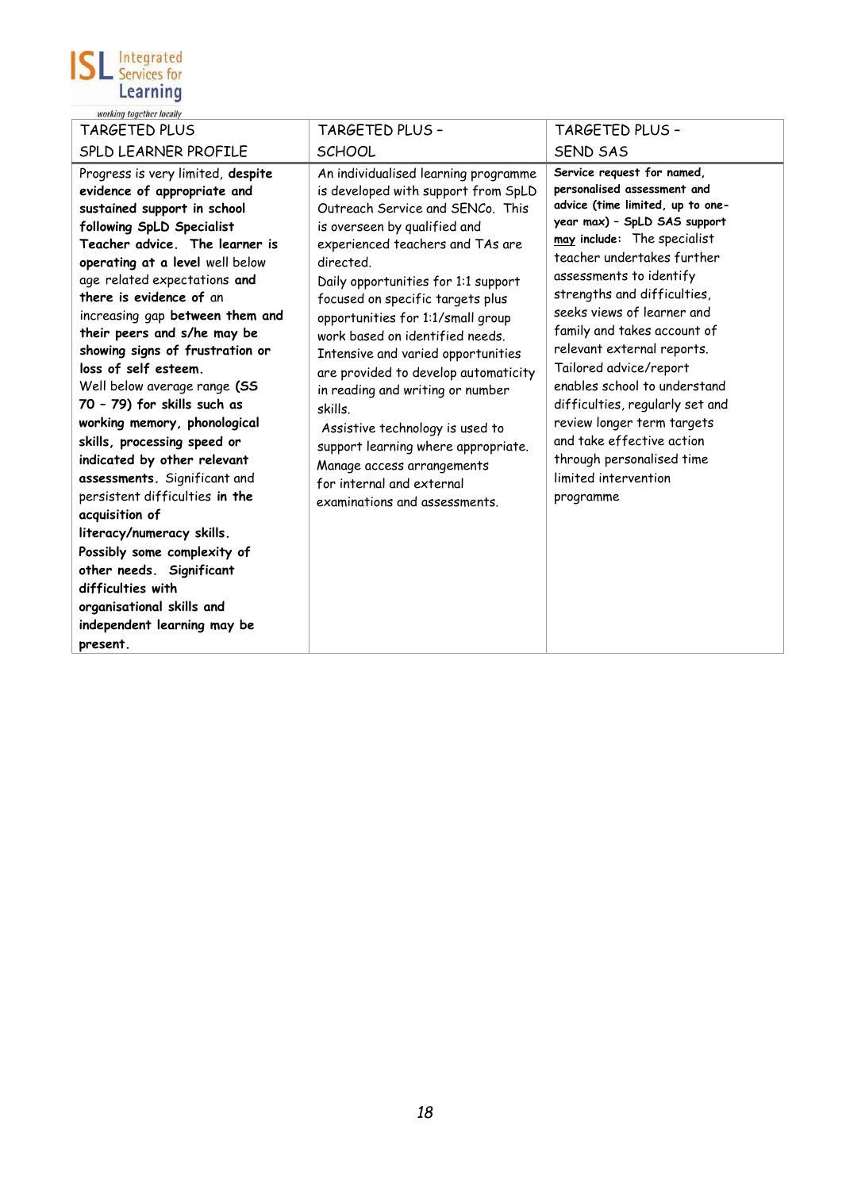| TARGETED PLUS SPLD LEARNER PROFILE | TARGETED PLUS - SCHOOL | TARGETED PLUS - SEND SAS |
|---|---|---|
| Progress is very limited, **despite evidence of appropriate and sustained support in school following SpLD Specialist Teacher advice. The learner is operating at a level** well below age related expectations **and there is evidence of** an increasing gap **between them and their peers and s/he may be showing signs of frustration or loss of self esteem.** Well below average range **(SS 70 – 79) for skills such as working memory, phonological skills, processing speed or indicated by other relevant assessments.** Significant and persistent difficulties **in the acquisition of literacy/numeracy skills. Possibly some complexity of other needs. Significant difficulties with organisational skills and independent learning may be present.** | An individualised learning programme is developed with support from SpLD Outreach Service and SENCo. This is overseen by qualified and experienced teachers and TAs are directed. Daily opportunities for 1:1 support focused on specific targets plus opportunities for 1:1/small group work based on identified needs. Intensive and varied opportunities are provided to develop automaticity in reading and writing or number skills. Assistive technology is used to support learning where appropriate. Manage access arrangements for internal and external examinations and assessments. | **Service request for named, personalised assessment and advice (time limited, up to one-year max) – SpLD SAS support <u>may</u> include:** The specialist teacher undertakes further assessments to identify strengths and difficulties, seeks views of learner and family and takes account of relevant external reports. Tailored advice/report enables school to understand difficulties, regularly set and review longer term targets and take effective action through personalised time limited intervention programme |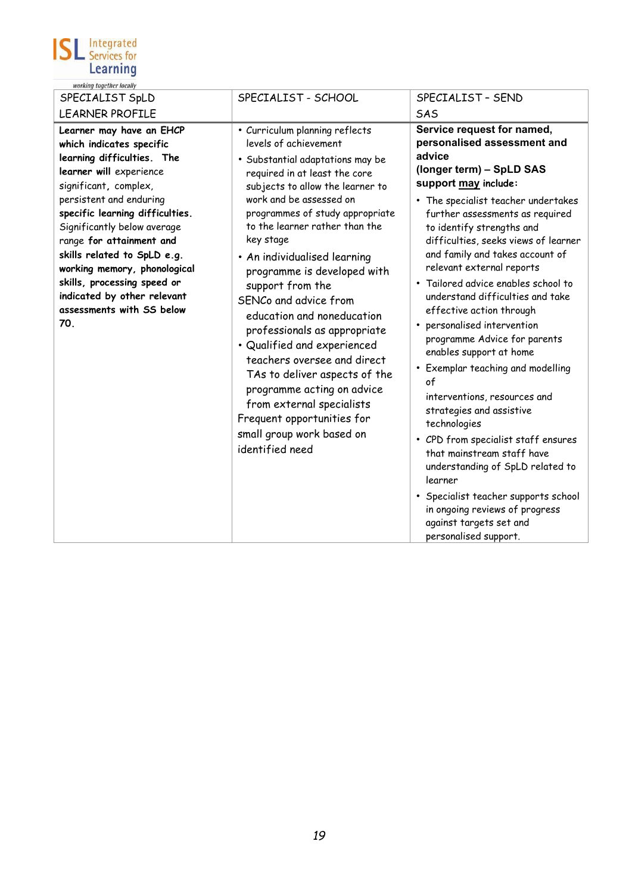| SPECIALIST SpLD LEARNER PROFILE | SPECIALIST - SCHOOL | SPECIALIST – SEND SAS |
|---|---|---|
| **Learner may have an EHCP which indicates specific learning difficulties. The learner will** experience significant, complex, persistent and enduring **specific learning difficulties.** Significantly below average range **for attainment and skills related to SpLD e.g. working memory, phonological skills, processing speed or indicated by other relevant assessments with SS below 70.** | • Curriculum planning reflects levels of achievement<br>• Substantial adaptations may be required in at least the core subjects to allow the learner to work and be assessed on programmes of study appropriate to the learner rather than the key stage<br>• An individualised learning programme is developed with support from the SENCo and advice from education and noneducation professionals as appropriate<br>• Qualified and experienced teachers oversee and direct TAs to deliver aspects of the programme acting on advice from external specialists<br>Frequent opportunities for small group work based on identified need | **Service request for named, personalised assessment and advice**<br>**(longer term) – SpLD SAS support <u>may</u> include:**<br>• The specialist teacher undertakes further assessments as required to identify strengths and difficulties, seeks views of learner and family and takes account of relevant external reports<br>• Tailored advice enables school to understand difficulties and take effective action through<br>• personalised intervention programme Advice for parents enables support at home<br>• Exemplar teaching and modelling of interventions, resources and strategies and assistive technologies<br>• CPD from specialist staff ensures that mainstream staff have understanding of SpLD related to learner<br>• Specialist teacher supports school in ongoing reviews of progress against targets set and personalised support. |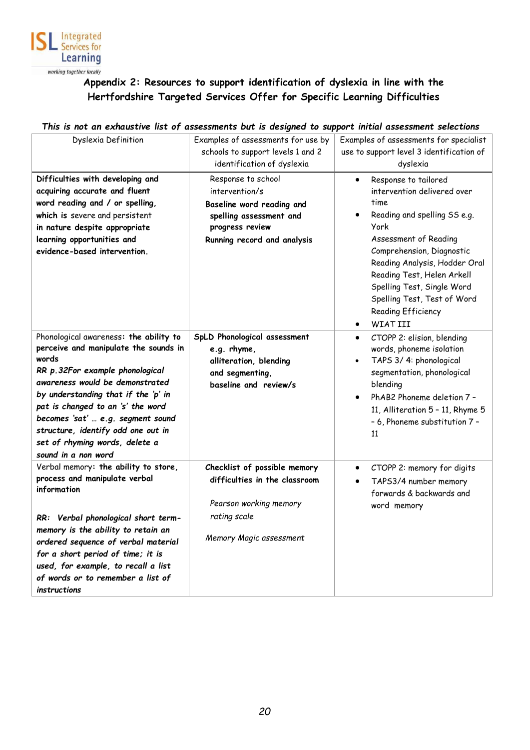## Appendix 2: Resources to support identification of dyslexia in line with the Hertfordshire Targeted Services Offer for Specific Learning Difficulties

***This is not an exhaustive list of assessments but is designed to support initial assessment selections***

| Dyslexia Definition | Examples of assessments for use by schools to support levels 1 and 2 identification of dyslexia | Examples of assessments for specialist use to support level 3 identification of dyslexia |
|---|---|---|
| **Difficulties with developing and acquiring accurate and fluent word reading and / or spelling, which is** severe and persistent **in nature despite appropriate learning opportunities and evidence-based intervention.** | Response to school intervention/s<br>**Baseline word reading and spelling assessment and progress review**<br>**Running record and analysis** | • Response to tailored intervention delivered over time<br>• Reading and spelling SS e.g. York Assessment of Reading Comprehension, Diagnostic Reading Analysis, Hodder Oral Reading Test, Helen Arkell Spelling Test, Single Word Spelling Test, Test of Word Reading Efficiency<br>• WIAT III |
| Phonological awareness: **the ability to perceive and manipulate the sounds in words**<br>***RR p.32For example phonological awareness would be demonstrated by understanding that if the 'p' in pat is changed to an 's' the word becomes 'sat' … e.g. segment sound structure, identify odd one out in set of rhyming words, delete a sound in a non word*** | **SpLD Phonological assessment e.g. rhyme, alliteration, blending and segmenting, baseline and review/s** | • CTOPP 2: elision, blending words, phoneme isolation<br>• TAPS 3/ 4: phonological segmentation, phonological blending<br>• PhAB2 Phoneme deletion 7 - 11, Alliteration 5 - 11, Rhyme 5 - 6, Phoneme substitution 7 - 11 |
| Verbal memory: **the ability to store, process and manipulate verbal information**<br><br>***RR: Verbal phonological short term-memory is the ability to retain an ordered sequence of verbal material for a short period of time; it is used, for example, to recall a list of words or to remember a list of instructions*** | **Checklist of possible memory difficulties in the classroom**<br><br>*Pearson working memory rating scale*<br><br>*Memory Magic assessment* | • CTOPP 2: memory for digits<br>• TAPS3/4 number memory forwards & backwards and word memory |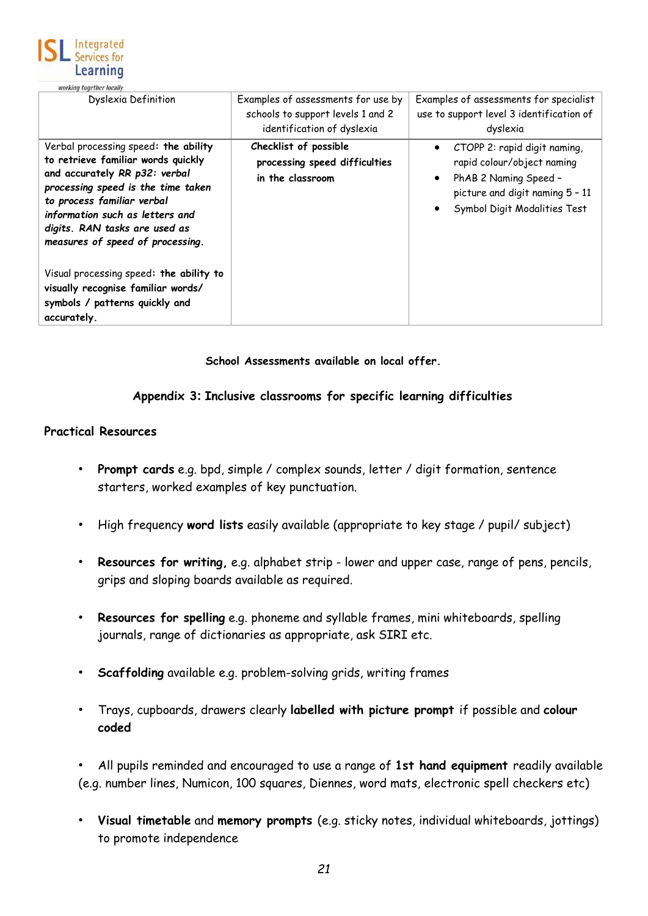| Dyslexia Definition | Examples of assessments for use by schools to support levels 1 and 2 identification of dyslexia | Examples of assessments for specialist use to support level 3 identification of dyslexia |
|---|---|---|
| Verbal processing speed: **the ability to retrieve familiar words quickly and accurately *RR p32: verbal processing speed is the time taken to process familiar verbal information such as letters and digits. RAN tasks are used as measures of speed of processing.*** <br><br> Visual processing speed: **the ability to visually recognise familiar words/ symbols / patterns quickly and accurately.** | **Checklist of possible processing speed difficulties in the classroom** | • CTOPP 2: rapid digit naming, rapid colour/object naming <br> • PhAB 2 Naming Speed – picture and digit naming 5 – 11 <br> • Symbol Digit Modalities Test |

**School Assessments available on local offer.**

## Appendix 3: Inclusive classrooms for specific learning difficulties

### Practical Resources

- **Prompt cards** e.g. bpd, simple / complex sounds, letter / digit formation, sentence starters, worked examples of key punctuation.
- High frequency **word lists** easily available (appropriate to key stage / pupil/ subject)
- **Resources for writing,** e.g. alphabet strip - lower and upper case, range of pens, pencils, grips and sloping boards available as required.
- **Resources for spelling** e.g. phoneme and syllable frames, mini whiteboards, spelling journals, range of dictionaries as appropriate, ask SIRI etc.
- **Scaffolding** available e.g. problem-solving grids, writing frames
- Trays, cupboards, drawers clearly **labelled with picture prompt** if possible and **colour coded**
- All pupils reminded and encouraged to use a range of **1st hand equipment** readily available (e.g. number lines, Numicon, 100 squares, Diennes, word mats, electronic spell checkers etc)
- **Visual timetable** and **memory prompts** (e.g. sticky notes, individual whiteboards, jottings) to promote independence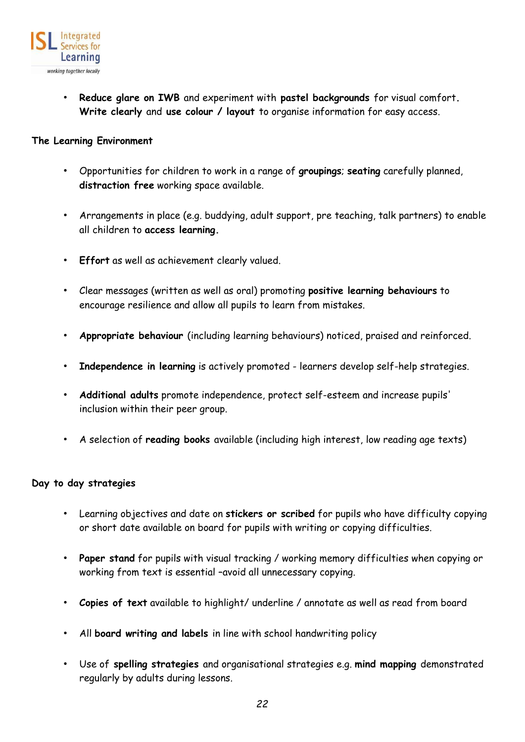- **Reduce glare on IWB** and experiment with **pastel backgrounds** for visual comfort. **Write clearly** and **use colour / layout** to organise information for easy access.

## The Learning Environment

- Opportunities for children to work in a range of **groupings**; **seating** carefully planned, **distraction free** working space available.

- Arrangements in place (e.g. buddying, adult support, pre teaching, talk partners) to enable all children to **access learning.**

- **Effort** as well as achievement clearly valued.

- Clear messages (written as well as oral) promoting **positive learning behaviours** to encourage resilience and allow all pupils to learn from mistakes.

- **Appropriate behaviour** (including learning behaviours) noticed, praised and reinforced.

- **Independence in learning** is actively promoted - learners develop self-help strategies.

- **Additional adults** promote independence, protect self-esteem and increase pupils' inclusion within their peer group.

- A selection of **reading books** available (including high interest, low reading age texts)

## Day to day strategies

- Learning objectives and date on **stickers or scribed** for pupils who have difficulty copying or short date available on board for pupils with writing or copying difficulties.

- **Paper stand** for pupils with visual tracking / working memory difficulties when copying or working from text is essential –avoid all unnecessary copying.

- **Copies of text** available to highlight/ underline / annotate as well as read from board

- All **board writing and labels** in line with school handwriting policy

- Use of **spelling strategies** and organisational strategies e.g. **mind mapping** demonstrated regularly by adults during lessons.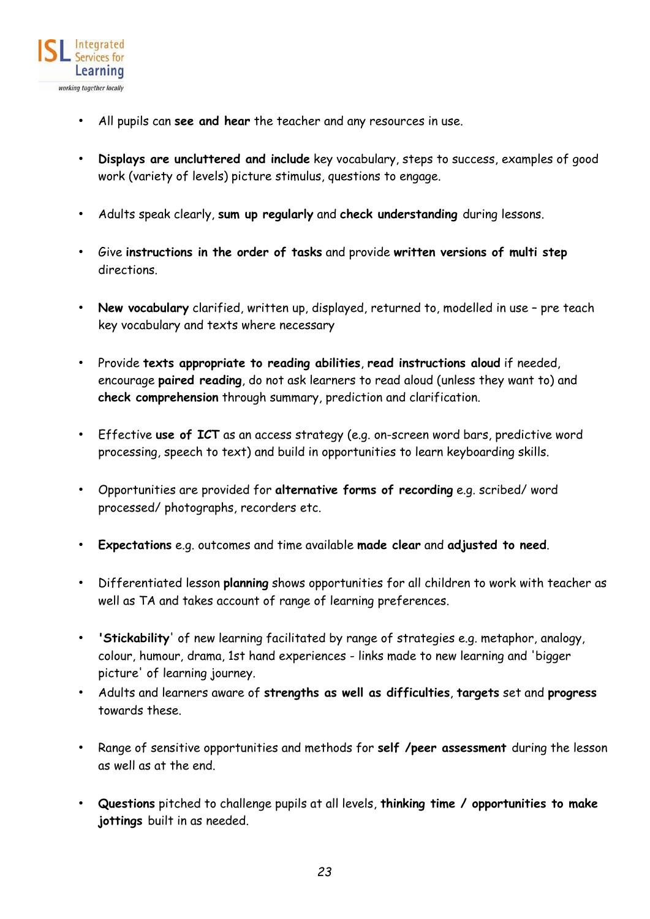- All pupils can **see and hear** the teacher and any resources in use.

- **Displays are uncluttered and include** key vocabulary, steps to success, examples of good work (variety of levels) picture stimulus, questions to engage.

- Adults speak clearly, **sum up regularly** and **check understanding** during lessons.

- Give **instructions in the order of tasks** and provide **written versions of multi step** directions.

- **New vocabulary** clarified, written up, displayed, returned to, modelled in use – pre teach key vocabulary and texts where necessary

- Provide **texts appropriate to reading abilities**, **read instructions aloud** if needed, encourage **paired reading**, do not ask learners to read aloud (unless they want to) and **check comprehension** through summary, prediction and clarification.

- Effective **use of ICT** as an access strategy (e.g. on-screen word bars, predictive word processing, speech to text) and build in opportunities to learn keyboarding skills.

- Opportunities are provided for **alternative forms of recording** e.g. scribed/ word processed/ photographs, recorders etc.

- **Expectations** e.g. outcomes and time available **made clear** and **adjusted to need**.

- Differentiated lesson **planning** shows opportunities for all children to work with teacher as well as TA and takes account of range of learning preferences.

- '**Stickability**' of new learning facilitated by range of strategies e.g. metaphor, analogy, colour, humour, drama, 1st hand experiences - links made to new learning and 'bigger picture' of learning journey.
- Adults and learners aware of **strengths as well as difficulties**, **targets** set and **progress** towards these.

- Range of sensitive opportunities and methods for **self /peer assessment** during the lesson as well as at the end.

- **Questions** pitched to challenge pupils at all levels, **thinking time / opportunities to make jottings** built in as needed.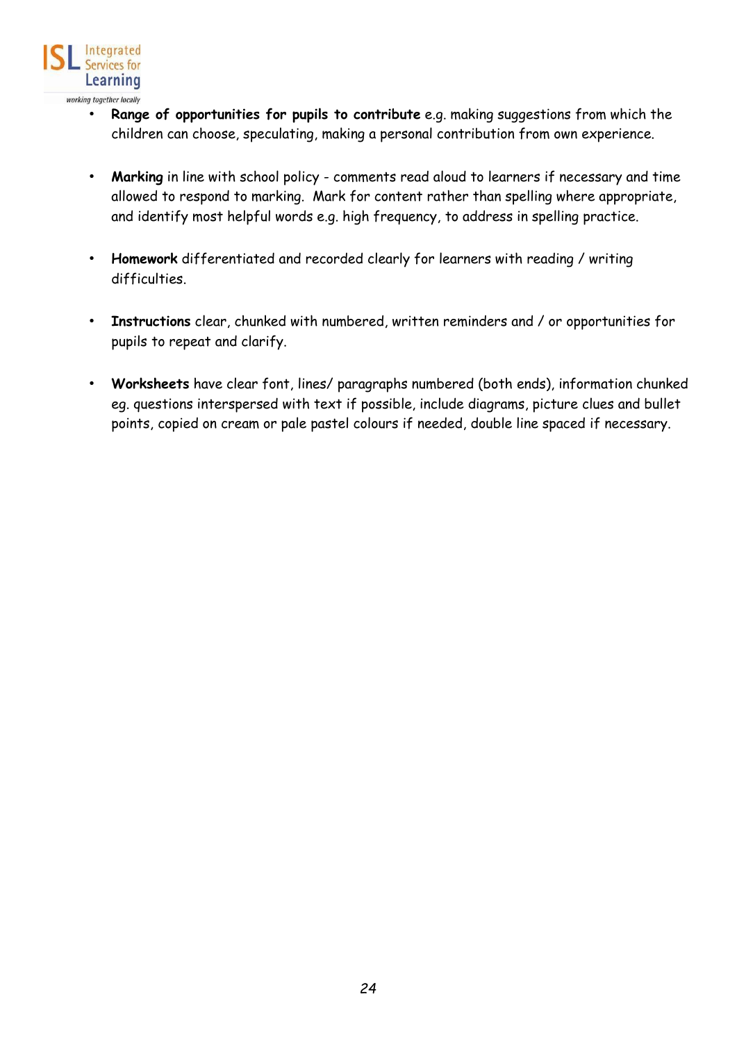- **Range of opportunities for pupils to contribute** e.g. making suggestions from which the children can choose, speculating, making a personal contribution from own experience.

- **Marking** in line with school policy - comments read aloud to learners if necessary and time allowed to respond to marking. Mark for content rather than spelling where appropriate, and identify most helpful words e.g. high frequency, to address in spelling practice.

- **Homework** differentiated and recorded clearly for learners with reading / writing difficulties.

- **Instructions** clear, chunked with numbered, written reminders and / or opportunities for pupils to repeat and clarify.

- **Worksheets** have clear font, lines/ paragraphs numbered (both ends), information chunked eg. questions interspersed with text if possible, include diagrams, picture clues and bullet points, copied on cream or pale pastel colours if needed, double line spaced if necessary.